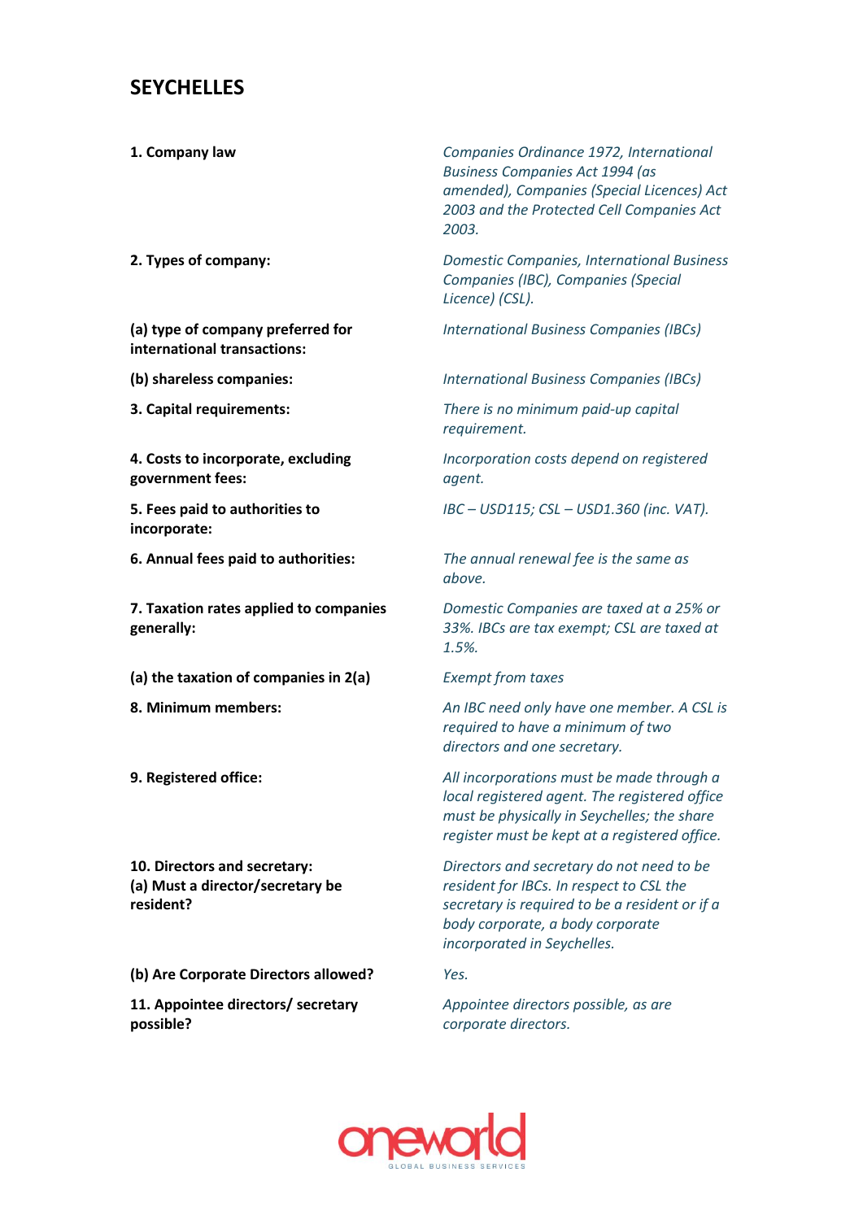# SEYCHELLES

| | |
|---|---|
| **1. Company law** | *Companies Ordinance 1972, International Business Companies Act 1994 (as amended), Companies (Special Licences) Act 2003 and the Protected Cell Companies Act 2003.* |
| **2. Types of company:** | *Domestic Companies, International Business Companies (IBC), Companies (Special Licence) (CSL).* |
| **(a) type of company preferred for international transactions:** | *International Business Companies (IBCs)* |
| **(b) shareless companies:** | *International Business Companies (IBCs)* |
| **3. Capital requirements:** | *There is no minimum paid-up capital requirement.* |
| **4. Costs to incorporate, excluding government fees:** | *Incorporation costs depend on registered agent.* |
| **5. Fees paid to authorities to incorporate:** | *IBC – USD115; CSL – USD1.360 (inc. VAT).* |
| **6. Annual fees paid to authorities:** | *The annual renewal fee is the same as above.* |
| **7. Taxation rates applied to companies generally:** | *Domestic Companies are taxed at a 25% or 33%. IBCs are tax exempt; CSL are taxed at 1.5%.* |
| **(a) the taxation of companies in 2(a)** | *Exempt from taxes* |
| **8. Minimum members:** | *An IBC need only have one member. A CSL is required to have a minimum of two directors and one secretary.* |
| **9. Registered office:** | *All incorporations must be made through a local registered agent. The registered office must be physically in Seychelles; the share register must be kept at a registered office.* |
| **10. Directors and secretary:**<br>**(a) Must a director/secretary be resident?** | *Directors and secretary do not need to be resident for IBCs. In respect to CSL the secretary is required to be a resident or if a body corporate, a body corporate incorporated in Seychelles.* |
| **(b) Are Corporate Directors allowed?** | *Yes.* |
| **11. Appointee directors/ secretary possible?** | *Appointee directors possible, as are corporate directors.* |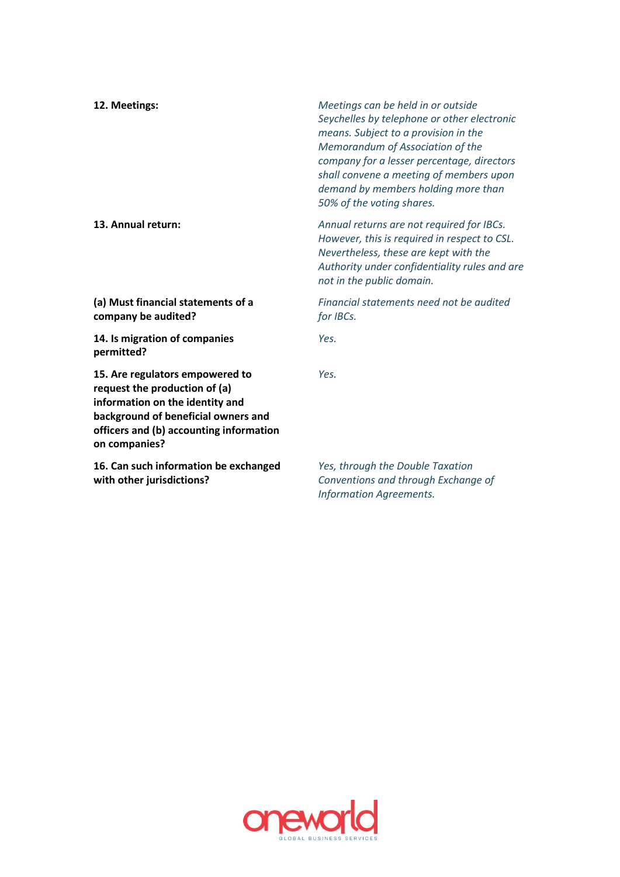| | |
|---|---|
| **12. Meetings:** | *Meetings can be held in or outside Seychelles by telephone or other electronic means. Subject to a provision in the Memorandum of Association of the company for a lesser percentage, directors shall convene a meeting of members upon demand by members holding more than 50% of the voting shares.* |
| **13. Annual return:** | *Annual returns are not required for IBCs. However, this is required in respect to CSL. Nevertheless, these are kept with the Authority under confidentiality rules and are not in the public domain.* |
| **(a) Must financial statements of a company be audited?** | *Financial statements need not be audited for IBCs.* |
| **14. Is migration of companies permitted?** | *Yes.* |
| **15. Are regulators empowered to request the production of (a) information on the identity and background of beneficial owners and officers and (b) accounting information on companies?** | *Yes.* |
| **16. Can such information be exchanged with other jurisdictions?** | *Yes, through the Double Taxation Conventions and through Exchange of Information Agreements.* |